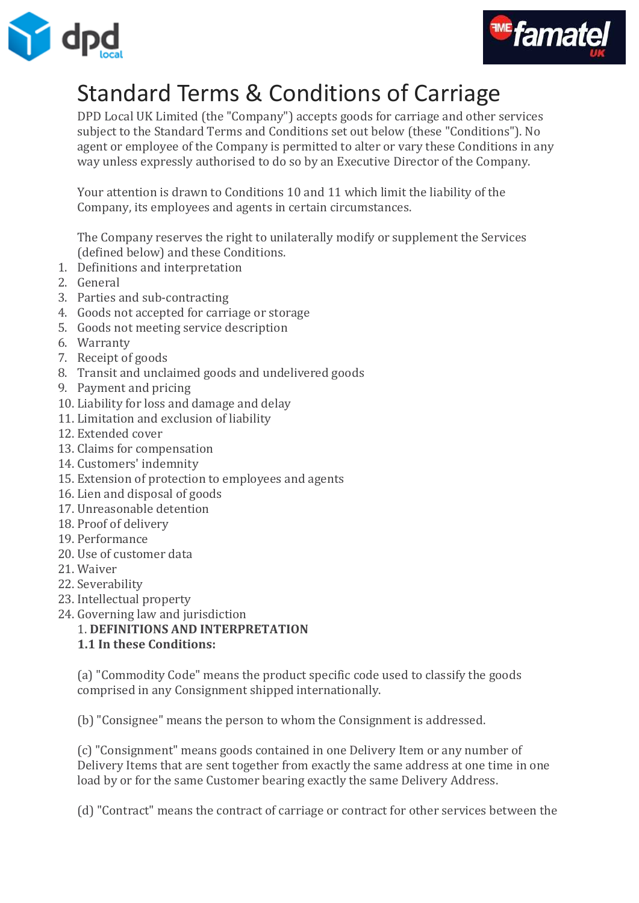# Standard Terms & Conditions of Carriage

DPD Local UK Limited (the "Company") accepts goods for carriage and other services subject to the Standard Terms and Conditions set out below (these "Conditions"). No agent or employee of the Company is permitted to alter or vary these Conditions in any way unless expressly authorised to do so by an Executive Director of the Company.

Your attention is drawn to Conditions 10 and 11 which limit the liability of the Company, its employees and agents in certain circumstances.

The Company reserves the right to unilaterally modify or supplement the Services (defined below) and these Conditions.

1. Definitions and interpretation
2. General
3. Parties and sub-contracting
4. Goods not accepted for carriage or storage
5. Goods not meeting service description
6. Warranty
7. Receipt of goods
8. Transit and unclaimed goods and undelivered goods
9. Payment and pricing
10. Liability for loss and damage and delay
11. Limitation and exclusion of liability
12. Extended cover
13. Claims for compensation
14. Customers' indemnity
15. Extension of protection to employees and agents
16. Lien and disposal of goods
17. Unreasonable detention
18. Proof of delivery
19. Performance
20. Use of customer data
21. Waiver
22. Severability
23. Intellectual property
24. Governing law and jurisdiction

## 1. DEFINITIONS AND INTERPRETATION

**1.1 In these Conditions:**

(a) "Commodity Code" means the product specific code used to classify the goods comprised in any Consignment shipped internationally.

(b) "Consignee" means the person to whom the Consignment is addressed.

(c) "Consignment" means goods contained in one Delivery Item or any number of Delivery Items that are sent together from exactly the same address at one time in one load by or for the same Customer bearing exactly the same Delivery Address.

(d) "Contract" means the contract of carriage or contract for other services between the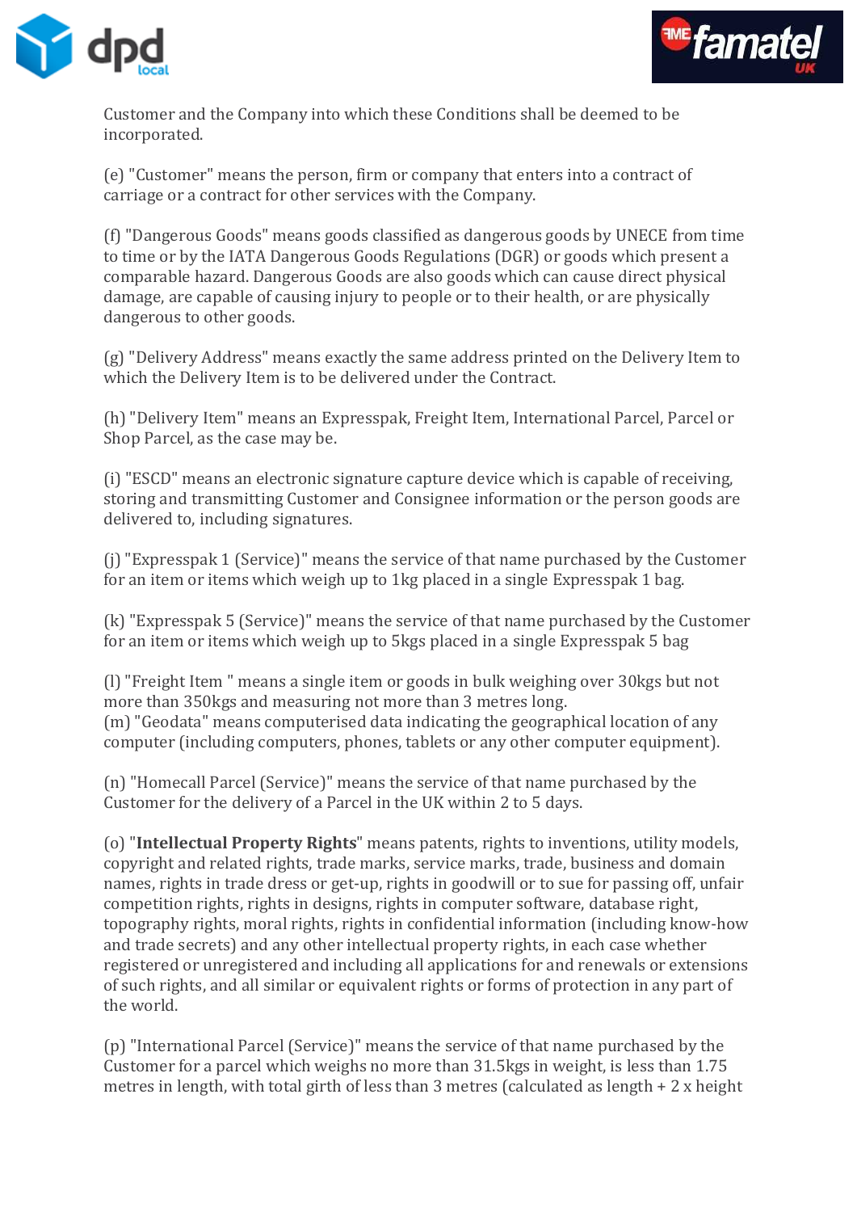Customer and the Company into which these Conditions shall be deemed to be incorporated.

(e) "Customer" means the person, firm or company that enters into a contract of carriage or a contract for other services with the Company.

(f) "Dangerous Goods" means goods classified as dangerous goods by UNECE from time to time or by the IATA Dangerous Goods Regulations (DGR) or goods which present a comparable hazard. Dangerous Goods are also goods which can cause direct physical damage, are capable of causing injury to people or to their health, or are physically dangerous to other goods.

(g) "Delivery Address" means exactly the same address printed on the Delivery Item to which the Delivery Item is to be delivered under the Contract.

(h) "Delivery Item" means an Expresspak, Freight Item, International Parcel, Parcel or Shop Parcel, as the case may be.

(i) "ESCD" means an electronic signature capture device which is capable of receiving, storing and transmitting Customer and Consignee information or the person goods are delivered to, including signatures.

(j) "Expresspak 1 (Service)" means the service of that name purchased by the Customer for an item or items which weigh up to 1kg placed in a single Expresspak 1 bag.

(k) "Expresspak 5 (Service)" means the service of that name purchased by the Customer for an item or items which weigh up to 5kgs placed in a single Expresspak 5 bag

(l) "Freight Item " means a single item or goods in bulk weighing over 30kgs but not more than 350kgs and measuring not more than 3 metres long.
(m) "Geodata" means computerised data indicating the geographical location of any computer (including computers, phones, tablets or any other computer equipment).

(n) "Homecall Parcel (Service)" means the service of that name purchased by the Customer for the delivery of a Parcel in the UK within 2 to 5 days.

(o) "**Intellectual Property Rights**" means patents, rights to inventions, utility models, copyright and related rights, trade marks, service marks, trade, business and domain names, rights in trade dress or get-up, rights in goodwill or to sue for passing off, unfair competition rights, rights in designs, rights in computer software, database right, topography rights, moral rights, rights in confidential information (including know-how and trade secrets) and any other intellectual property rights, in each case whether registered or unregistered and including all applications for and renewals or extensions of such rights, and all similar or equivalent rights or forms of protection in any part of the world.

(p) "International Parcel (Service)" means the service of that name purchased by the Customer for a parcel which weighs no more than 31.5kgs in weight, is less than 1.75 metres in length, with total girth of less than 3 metres (calculated as length + 2 x height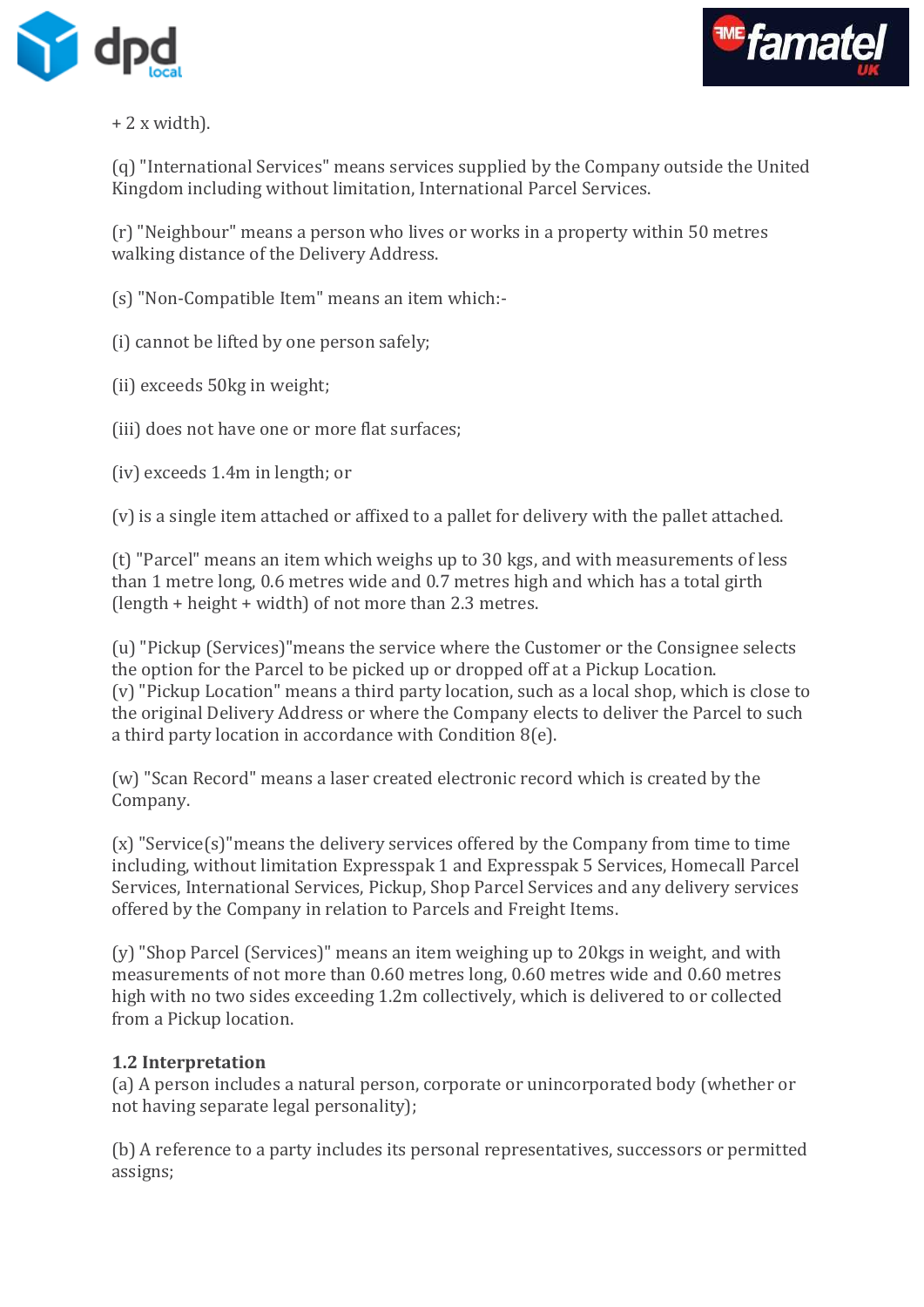+ 2 x width).

(q) "International Services" means services supplied by the Company outside the United Kingdom including without limitation, International Parcel Services.

(r) "Neighbour" means a person who lives or works in a property within 50 metres walking distance of the Delivery Address.

(s) "Non-Compatible Item" means an item which:-

(i) cannot be lifted by one person safely;

(ii) exceeds 50kg in weight;

(iii) does not have one or more flat surfaces;

(iv) exceeds 1.4m in length; or

(v) is a single item attached or affixed to a pallet for delivery with the pallet attached.

(t) "Parcel" means an item which weighs up to 30 kgs, and with measurements of less than 1 metre long, 0.6 metres wide and 0.7 metres high and which has a total girth (length + height + width) of not more than 2.3 metres.

(u) "Pickup (Services)"means the service where the Customer or the Consignee selects the option for the Parcel to be picked up or dropped off at a Pickup Location.
(v) "Pickup Location" means a third party location, such as a local shop, which is close to the original Delivery Address or where the Company elects to deliver the Parcel to such a third party location in accordance with Condition 8(e).

(w) "Scan Record" means a laser created electronic record which is created by the Company.

(x) "Service(s)"means the delivery services offered by the Company from time to time including, without limitation Expresspak 1 and Expresspak 5 Services, Homecall Parcel Services, International Services, Pickup, Shop Parcel Services and any delivery services offered by the Company in relation to Parcels and Freight Items.

(y) "Shop Parcel (Services)" means an item weighing up to 20kgs in weight, and with measurements of not more than 0.60 metres long, 0.60 metres wide and 0.60 metres high with no two sides exceeding 1.2m collectively, which is delivered to or collected from a Pickup location.

**1.2 Interpretation**
(a) A person includes a natural person, corporate or unincorporated body (whether or not having separate legal personality);

(b) A reference to a party includes its personal representatives, successors or permitted assigns;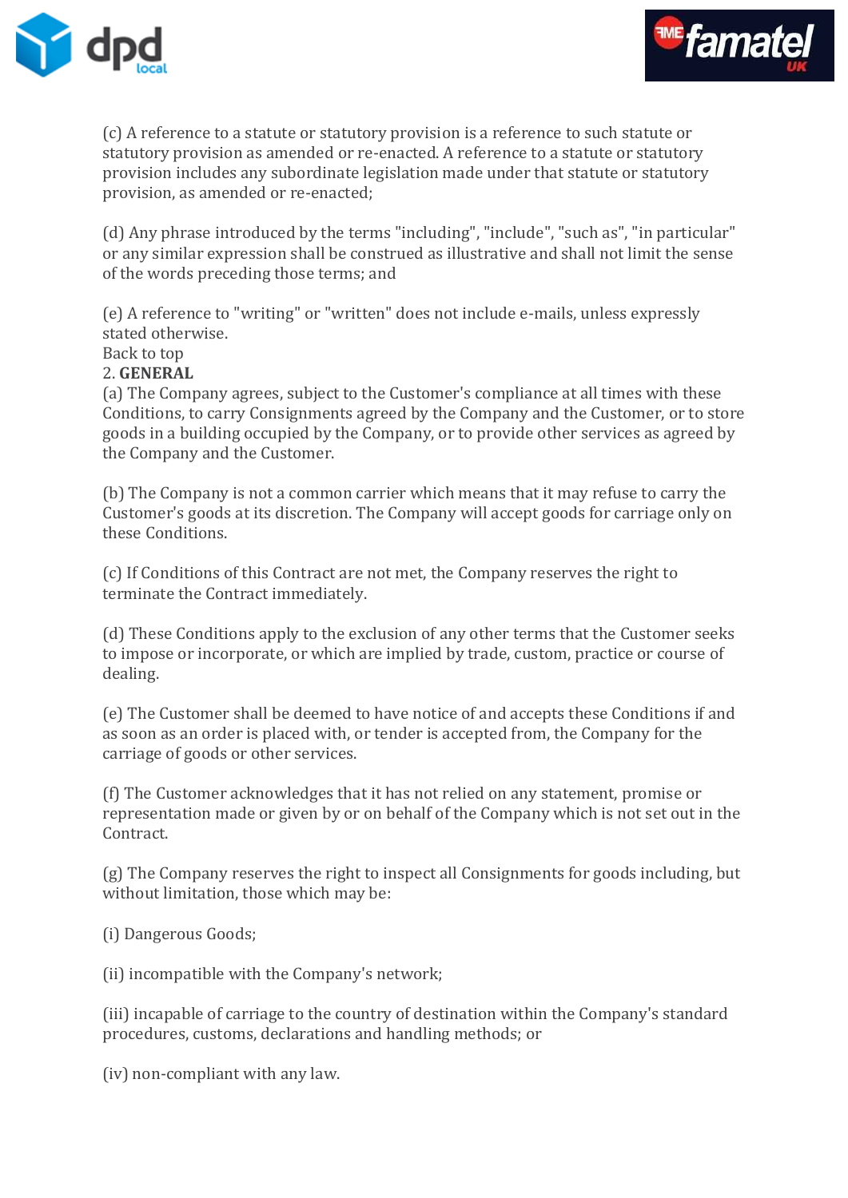(c) A reference to a statute or statutory provision is a reference to such statute or statutory provision as amended or re-enacted. A reference to a statute or statutory provision includes any subordinate legislation made under that statute or statutory provision, as amended or re-enacted;

(d) Any phrase introduced by the terms "including", "include", "such as", "in particular" or any similar expression shall be construed as illustrative and shall not limit the sense of the words preceding those terms; and

(e) A reference to "writing" or "written" does not include e-mails, unless expressly stated otherwise.

Back to top

2. **GENERAL**

(a) The Company agrees, subject to the Customer's compliance at all times with these Conditions, to carry Consignments agreed by the Company and the Customer, or to store goods in a building occupied by the Company, or to provide other services as agreed by the Company and the Customer.

(b) The Company is not a common carrier which means that it may refuse to carry the Customer's goods at its discretion. The Company will accept goods for carriage only on these Conditions.

(c) If Conditions of this Contract are not met, the Company reserves the right to terminate the Contract immediately.

(d) These Conditions apply to the exclusion of any other terms that the Customer seeks to impose or incorporate, or which are implied by trade, custom, practice or course of dealing.

(e) The Customer shall be deemed to have notice of and accepts these Conditions if and as soon as an order is placed with, or tender is accepted from, the Company for the carriage of goods or other services.

(f) The Customer acknowledges that it has not relied on any statement, promise or representation made or given by or on behalf of the Company which is not set out in the Contract.

(g) The Company reserves the right to inspect all Consignments for goods including, but without limitation, those which may be:

(i) Dangerous Goods;

(ii) incompatible with the Company's network;

(iii) incapable of carriage to the country of destination within the Company's standard procedures, customs, declarations and handling methods; or

(iv) non-compliant with any law.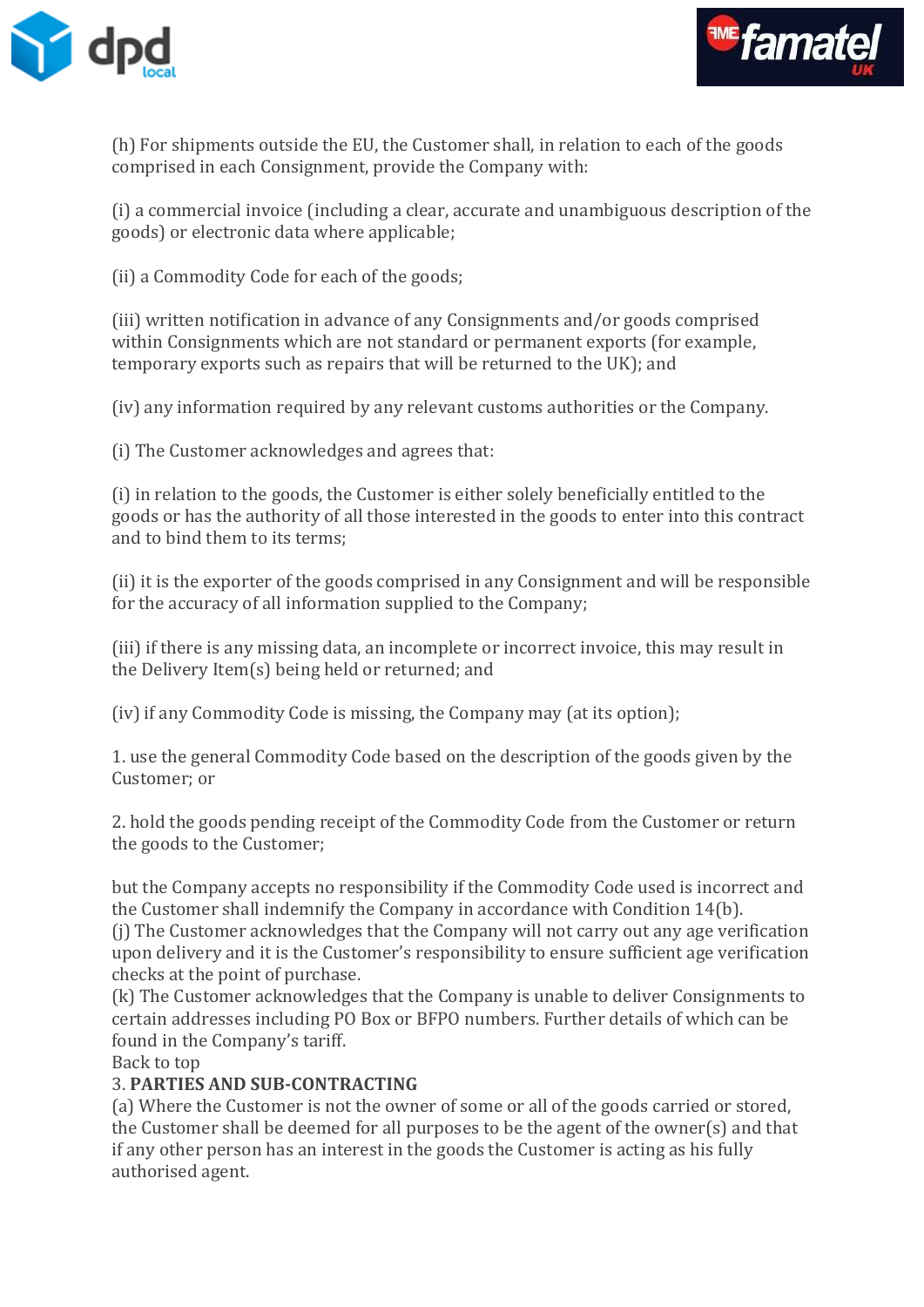(h) For shipments outside the EU, the Customer shall, in relation to each of the goods comprised in each Consignment, provide the Company with:

(i) a commercial invoice (including a clear, accurate and unambiguous description of the goods) or electronic data where applicable;

(ii) a Commodity Code for each of the goods;

(iii) written notification in advance of any Consignments and/or goods comprised within Consignments which are not standard or permanent exports (for example, temporary exports such as repairs that will be returned to the UK); and

(iv) any information required by any relevant customs authorities or the Company.

(i) The Customer acknowledges and agrees that:

(i) in relation to the goods, the Customer is either solely beneficially entitled to the goods or has the authority of all those interested in the goods to enter into this contract and to bind them to its terms;

(ii) it is the exporter of the goods comprised in any Consignment and will be responsible for the accuracy of all information supplied to the Company;

(iii) if there is any missing data, an incomplete or incorrect invoice, this may result in the Delivery Item(s) being held or returned; and

(iv) if any Commodity Code is missing, the Company may (at its option);

1. use the general Commodity Code based on the description of the goods given by the Customer; or

2. hold the goods pending receipt of the Commodity Code from the Customer or return the goods to the Customer;

but the Company accepts no responsibility if the Commodity Code used is incorrect and the Customer shall indemnify the Company in accordance with Condition 14(b).
(j) The Customer acknowledges that the Company will not carry out any age verification upon delivery and it is the Customer's responsibility to ensure sufficient age verification checks at the point of purchase.
(k) The Customer acknowledges that the Company is unable to deliver Consignments to certain addresses including PO Box or BFPO numbers. Further details of which can be found in the Company's tariff.
Back to top

3. **PARTIES AND SUB-CONTRACTING**

(a) Where the Customer is not the owner of some or all of the goods carried or stored, the Customer shall be deemed for all purposes to be the agent of the owner(s) and that if any other person has an interest in the goods the Customer is acting as his fully authorised agent.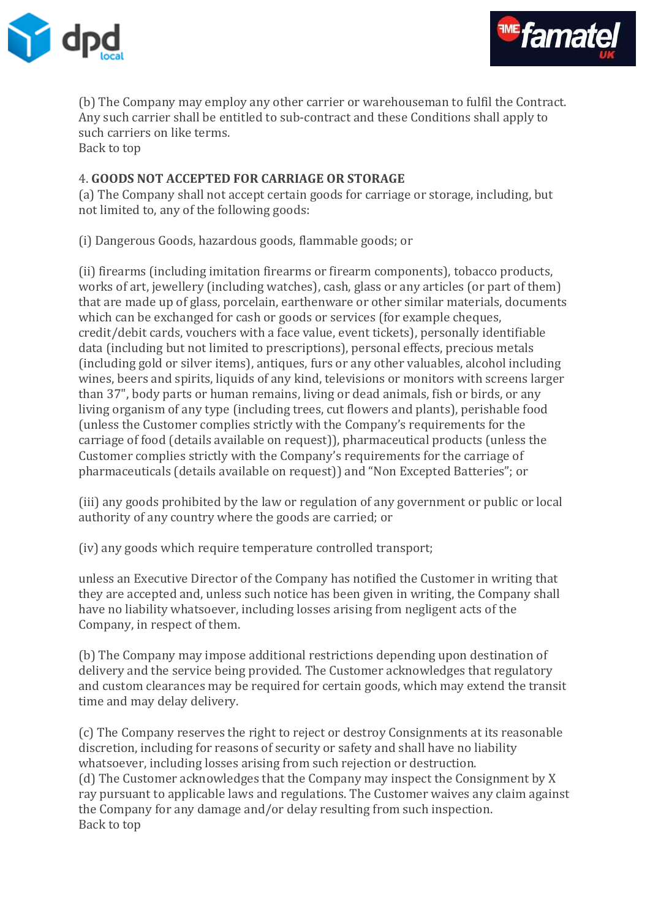(b) The Company may employ any other carrier or warehouseman to fulfil the Contract. Any such carrier shall be entitled to sub-contract and these Conditions shall apply to such carriers on like terms.
Back to top

4. **GOODS NOT ACCEPTED FOR CARRIAGE OR STORAGE**
(a) The Company shall not accept certain goods for carriage or storage, including, but not limited to, any of the following goods:

(i) Dangerous Goods, hazardous goods, flammable goods; or

(ii) firearms (including imitation firearms or firearm components), tobacco products, works of art, jewellery (including watches), cash, glass or any articles (or part of them) that are made up of glass, porcelain, earthenware or other similar materials, documents which can be exchanged for cash or goods or services (for example cheques, credit/debit cards, vouchers with a face value, event tickets), personally identifiable data (including but not limited to prescriptions), personal effects, precious metals (including gold or silver items), antiques, furs or any other valuables, alcohol including wines, beers and spirits, liquids of any kind, televisions or monitors with screens larger than 37", body parts or human remains, living or dead animals, fish or birds, or any living organism of any type (including trees, cut flowers and plants), perishable food (unless the Customer complies strictly with the Company's requirements for the carriage of food (details available on request)), pharmaceutical products (unless the Customer complies strictly with the Company's requirements for the carriage of pharmaceuticals (details available on request)) and "Non Excepted Batteries"; or

(iii) any goods prohibited by the law or regulation of any government or public or local authority of any country where the goods are carried; or

(iv) any goods which require temperature controlled transport;

unless an Executive Director of the Company has notified the Customer in writing that they are accepted and, unless such notice has been given in writing, the Company shall have no liability whatsoever, including losses arising from negligent acts of the Company, in respect of them.

(b) The Company may impose additional restrictions depending upon destination of delivery and the service being provided. The Customer acknowledges that regulatory and custom clearances may be required for certain goods, which may extend the transit time and may delay delivery.

(c) The Company reserves the right to reject or destroy Consignments at its reasonable discretion, including for reasons of security or safety and shall have no liability whatsoever, including losses arising from such rejection or destruction.
(d) The Customer acknowledges that the Company may inspect the Consignment by X ray pursuant to applicable laws and regulations. The Customer waives any claim against the Company for any damage and/or delay resulting from such inspection.
Back to top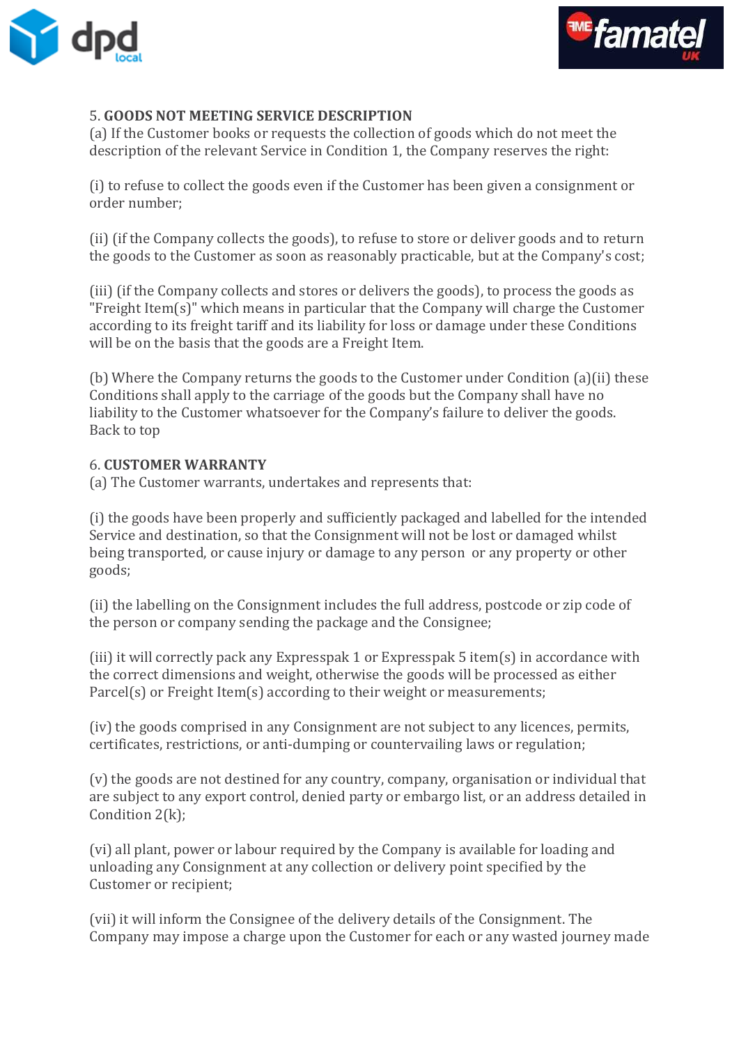5. **GOODS NOT MEETING SERVICE DESCRIPTION**
(a) If the Customer books or requests the collection of goods which do not meet the description of the relevant Service in Condition 1, the Company reserves the right:

(i) to refuse to collect the goods even if the Customer has been given a consignment or order number;

(ii) (if the Company collects the goods), to refuse to store or deliver goods and to return the goods to the Customer as soon as reasonably practicable, but at the Company's cost;

(iii) (if the Company collects and stores or delivers the goods), to process the goods as "Freight Item(s)" which means in particular that the Company will charge the Customer according to its freight tariff and its liability for loss or damage under these Conditions will be on the basis that the goods are a Freight Item.

(b) Where the Company returns the goods to the Customer under Condition (a)(ii) these Conditions shall apply to the carriage of the goods but the Company shall have no liability to the Customer whatsoever for the Company's failure to deliver the goods.
Back to top

6. **CUSTOMER WARRANTY**
(a) The Customer warrants, undertakes and represents that:

(i) the goods have been properly and sufficiently packaged and labelled for the intended Service and destination, so that the Consignment will not be lost or damaged whilst being transported, or cause injury or damage to any person or any property or other goods;

(ii) the labelling on the Consignment includes the full address, postcode or zip code of the person or company sending the package and the Consignee;

(iii) it will correctly pack any Expresspak 1 or Expresspak 5 item(s) in accordance with the correct dimensions and weight, otherwise the goods will be processed as either Parcel(s) or Freight Item(s) according to their weight or measurements;

(iv) the goods comprised in any Consignment are not subject to any licences, permits, certificates, restrictions, or anti-dumping or countervailing laws or regulation;

(v) the goods are not destined for any country, company, organisation or individual that are subject to any export control, denied party or embargo list, or an address detailed in Condition 2(k);

(vi) all plant, power or labour required by the Company is available for loading and unloading any Consignment at any collection or delivery point specified by the Customer or recipient;

(vii) it will inform the Consignee of the delivery details of the Consignment. The Company may impose a charge upon the Customer for each or any wasted journey made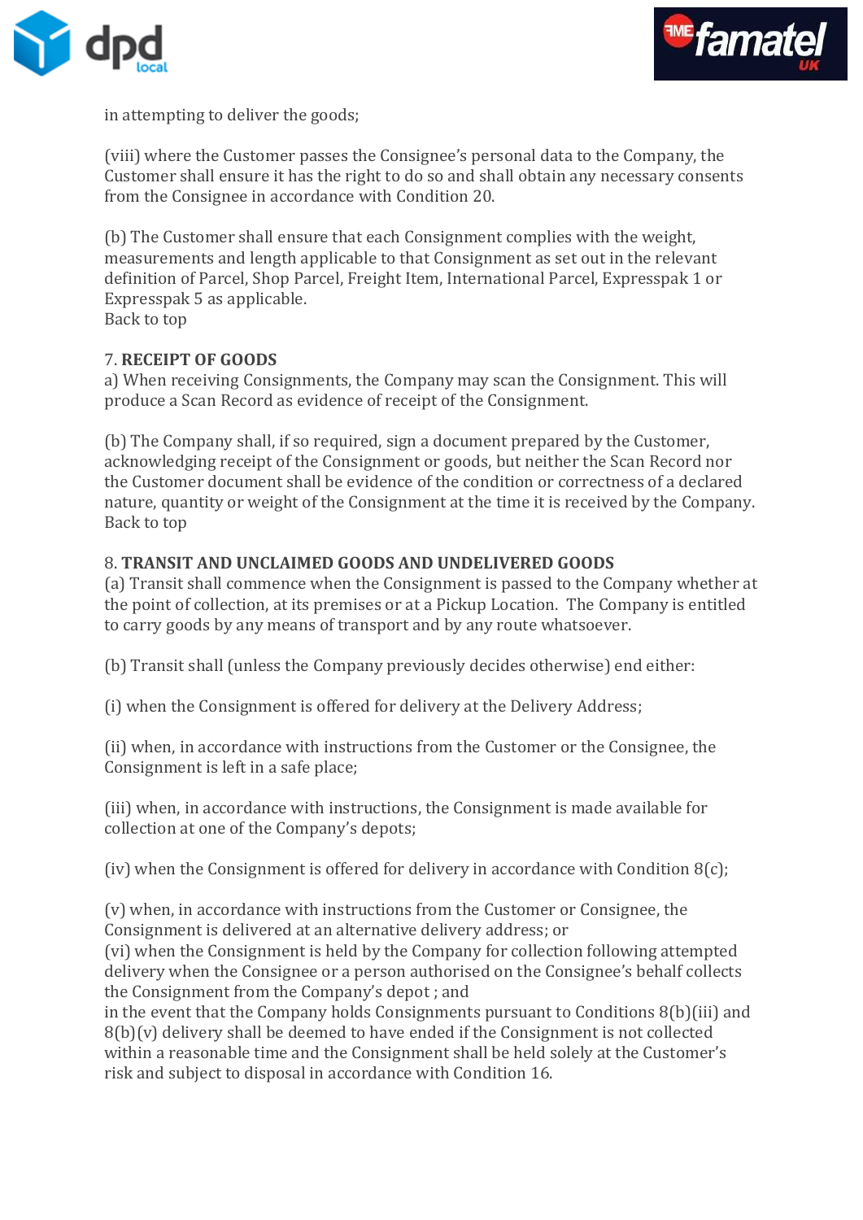in attempting to deliver the goods;

(viii) where the Customer passes the Consignee's personal data to the Company, the Customer shall ensure it has the right to do so and shall obtain any necessary consents from the Consignee in accordance with Condition 20.

(b) The Customer shall ensure that each Consignment complies with the weight, measurements and length applicable to that Consignment as set out in the relevant definition of Parcel, Shop Parcel, Freight Item, International Parcel, Expresspak 1 or Expresspak 5 as applicable.
Back to top

7. **RECEIPT OF GOODS**
a) When receiving Consignments, the Company may scan the Consignment. This will produce a Scan Record as evidence of receipt of the Consignment.

(b) The Company shall, if so required, sign a document prepared by the Customer, acknowledging receipt of the Consignment or goods, but neither the Scan Record nor the Customer document shall be evidence of the condition or correctness of a declared nature, quantity or weight of the Consignment at the time it is received by the Company.
Back to top

8. **TRANSIT AND UNCLAIMED GOODS AND UNDELIVERED GOODS**
(a) Transit shall commence when the Consignment is passed to the Company whether at the point of collection, at its premises or at a Pickup Location. The Company is entitled to carry goods by any means of transport and by any route whatsoever.

(b) Transit shall (unless the Company previously decides otherwise) end either:

(i) when the Consignment is offered for delivery at the Delivery Address;

(ii) when, in accordance with instructions from the Customer or the Consignee, the Consignment is left in a safe place;

(iii) when, in accordance with instructions, the Consignment is made available for collection at one of the Company's depots;

(iv) when the Consignment is offered for delivery in accordance with Condition 8(c);

(v) when, in accordance with instructions from the Customer or Consignee, the Consignment is delivered at an alternative delivery address; or
(vi) when the Consignment is held by the Company for collection following attempted delivery when the Consignee or a person authorised on the Consignee's behalf collects the Consignment from the Company's depot ; and
in the event that the Company holds Consignments pursuant to Conditions 8(b)(iii) and 8(b)(v) delivery shall be deemed to have ended if the Consignment is not collected within a reasonable time and the Consignment shall be held solely at the Customer's risk and subject to disposal in accordance with Condition 16.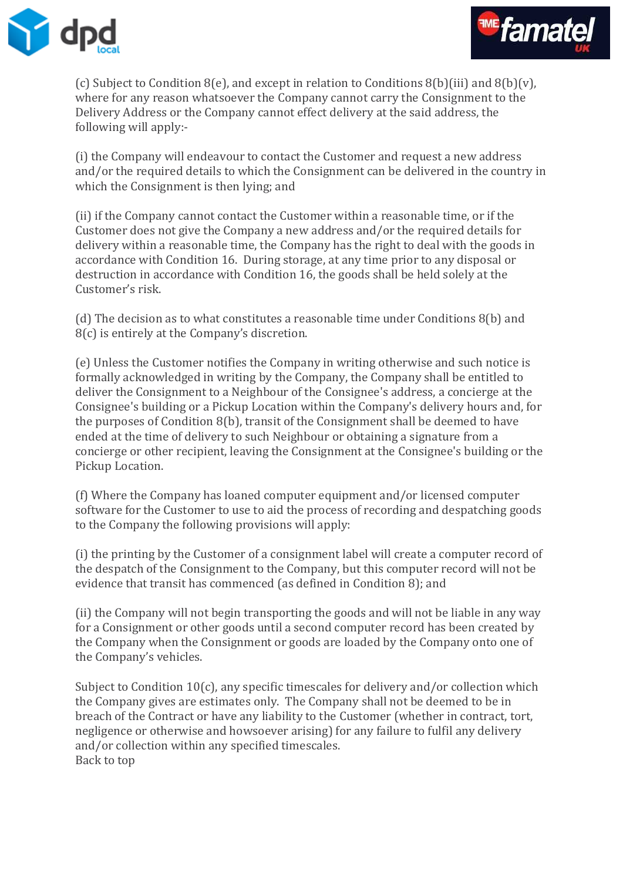(c) Subject to Condition 8(e), and except in relation to Conditions 8(b)(iii) and 8(b)(v), where for any reason whatsoever the Company cannot carry the Consignment to the Delivery Address or the Company cannot effect delivery at the said address, the following will apply:-

(i) the Company will endeavour to contact the Customer and request a new address and/or the required details to which the Consignment can be delivered in the country in which the Consignment is then lying; and

(ii) if the Company cannot contact the Customer within a reasonable time, or if the Customer does not give the Company a new address and/or the required details for delivery within a reasonable time, the Company has the right to deal with the goods in accordance with Condition 16. During storage, at any time prior to any disposal or destruction in accordance with Condition 16, the goods shall be held solely at the Customer's risk.

(d) The decision as to what constitutes a reasonable time under Conditions 8(b) and 8(c) is entirely at the Company's discretion.

(e) Unless the Customer notifies the Company in writing otherwise and such notice is formally acknowledged in writing by the Company, the Company shall be entitled to deliver the Consignment to a Neighbour of the Consignee's address, a concierge at the Consignee's building or a Pickup Location within the Company's delivery hours and, for the purposes of Condition 8(b), transit of the Consignment shall be deemed to have ended at the time of delivery to such Neighbour or obtaining a signature from a concierge or other recipient, leaving the Consignment at the Consignee's building or the Pickup Location.

(f) Where the Company has loaned computer equipment and/or licensed computer software for the Customer to use to aid the process of recording and despatching goods to the Company the following provisions will apply:

(i) the printing by the Customer of a consignment label will create a computer record of the despatch of the Consignment to the Company, but this computer record will not be evidence that transit has commenced (as defined in Condition 8); and

(ii) the Company will not begin transporting the goods and will not be liable in any way for a Consignment or other goods until a second computer record has been created by the Company when the Consignment or goods are loaded by the Company onto one of the Company's vehicles.

Subject to Condition 10(c), any specific timescales for delivery and/or collection which the Company gives are estimates only. The Company shall not be deemed to be in breach of the Contract or have any liability to the Customer (whether in contract, tort, negligence or otherwise and howsoever arising) for any failure to fulfil any delivery and/or collection within any specified timescales.
Back to top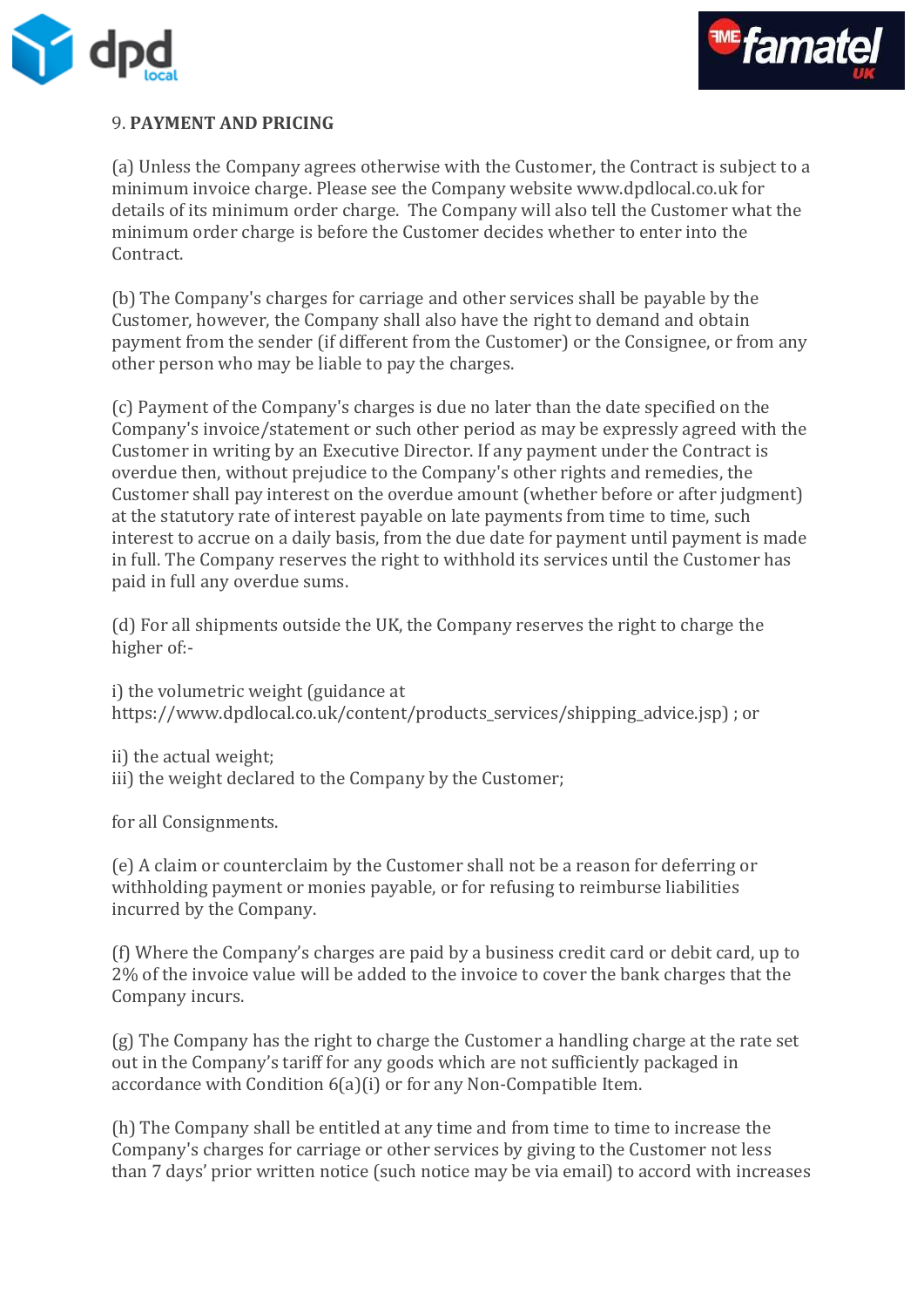## 9. **PAYMENT AND PRICING**

(a) Unless the Company agrees otherwise with the Customer, the Contract is subject to a minimum invoice charge. Please see the Company website www.dpdlocal.co.uk for details of its minimum order charge. The Company will also tell the Customer what the minimum order charge is before the Customer decides whether to enter into the Contract.

(b) The Company's charges for carriage and other services shall be payable by the Customer, however, the Company shall also have the right to demand and obtain payment from the sender (if different from the Customer) or the Consignee, or from any other person who may be liable to pay the charges.

(c) Payment of the Company's charges is due no later than the date specified on the Company's invoice/statement or such other period as may be expressly agreed with the Customer in writing by an Executive Director. If any payment under the Contract is overdue then, without prejudice to the Company's other rights and remedies, the Customer shall pay interest on the overdue amount (whether before or after judgment) at the statutory rate of interest payable on late payments from time to time, such interest to accrue on a daily basis, from the due date for payment until payment is made in full. The Company reserves the right to withhold its services until the Customer has paid in full any overdue sums.

(d) For all shipments outside the UK, the Company reserves the right to charge the higher of:-

i) the volumetric weight (guidance at https://www.dpdlocal.co.uk/content/products_services/shipping_advice.jsp) ; or

ii) the actual weight;
iii) the weight declared to the Company by the Customer;

for all Consignments.

(e) A claim or counterclaim by the Customer shall not be a reason for deferring or withholding payment or monies payable, or for refusing to reimburse liabilities incurred by the Company.

(f) Where the Company's charges are paid by a business credit card or debit card, up to 2% of the invoice value will be added to the invoice to cover the bank charges that the Company incurs.

(g) The Company has the right to charge the Customer a handling charge at the rate set out in the Company's tariff for any goods which are not sufficiently packaged in accordance with Condition 6(a)(i) or for any Non-Compatible Item.

(h) The Company shall be entitled at any time and from time to time to increase the Company's charges for carriage or other services by giving to the Customer not less than 7 days' prior written notice (such notice may be via email) to accord with increases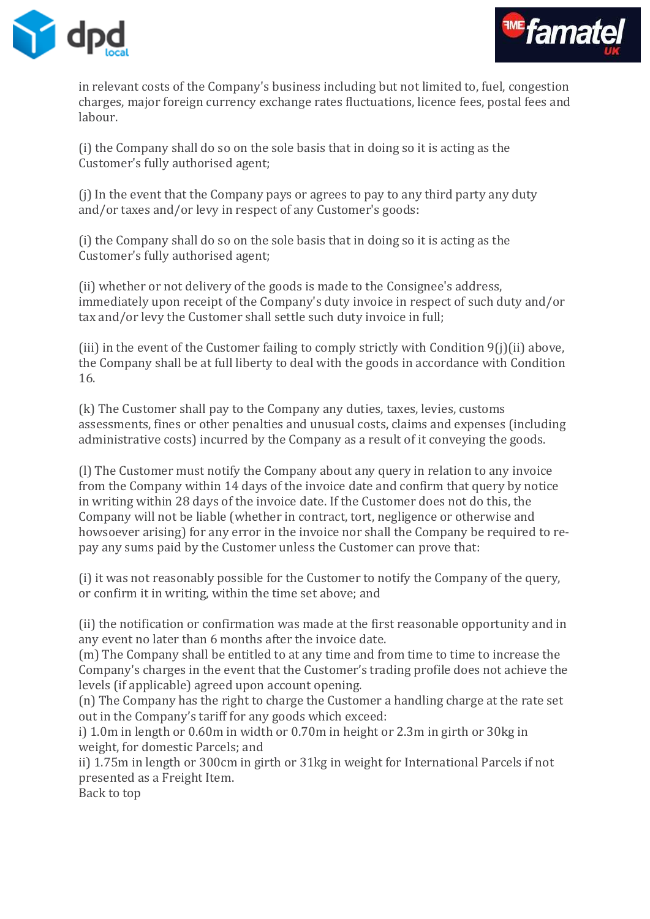in relevant costs of the Company's business including but not limited to, fuel, congestion charges, major foreign currency exchange rates fluctuations, licence fees, postal fees and labour.

(i) the Company shall do so on the sole basis that in doing so it is acting as the Customer's fully authorised agent;

(j) In the event that the Company pays or agrees to pay to any third party any duty and/or taxes and/or levy in respect of any Customer's goods:

(i) the Company shall do so on the sole basis that in doing so it is acting as the Customer's fully authorised agent;

(ii) whether or not delivery of the goods is made to the Consignee's address, immediately upon receipt of the Company's duty invoice in respect of such duty and/or tax and/or levy the Customer shall settle such duty invoice in full;

(iii) in the event of the Customer failing to comply strictly with Condition 9(j)(ii) above, the Company shall be at full liberty to deal with the goods in accordance with Condition 16.

(k) The Customer shall pay to the Company any duties, taxes, levies, customs assessments, fines or other penalties and unusual costs, claims and expenses (including administrative costs) incurred by the Company as a result of it conveying the goods.

(l) The Customer must notify the Company about any query in relation to any invoice from the Company within 14 days of the invoice date and confirm that query by notice in writing within 28 days of the invoice date. If the Customer does not do this, the Company will not be liable (whether in contract, tort, negligence or otherwise and howsoever arising) for any error in the invoice nor shall the Company be required to re-pay any sums paid by the Customer unless the Customer can prove that:

(i) it was not reasonably possible for the Customer to notify the Company of the query, or confirm it in writing, within the time set above; and

(ii) the notification or confirmation was made at the first reasonable opportunity and in any event no later than 6 months after the invoice date.

(m) The Company shall be entitled to at any time and from time to time to increase the Company's charges in the event that the Customer's trading profile does not achieve the levels (if applicable) agreed upon account opening.

(n) The Company has the right to charge the Customer a handling charge at the rate set out in the Company's tariff for any goods which exceed:

i) 1.0m in length or 0.60m in width or 0.70m in height or 2.3m in girth or 30kg in weight, for domestic Parcels; and

ii) 1.75m in length or 300cm in girth or 31kg in weight for International Parcels if not presented as a Freight Item.

Back to top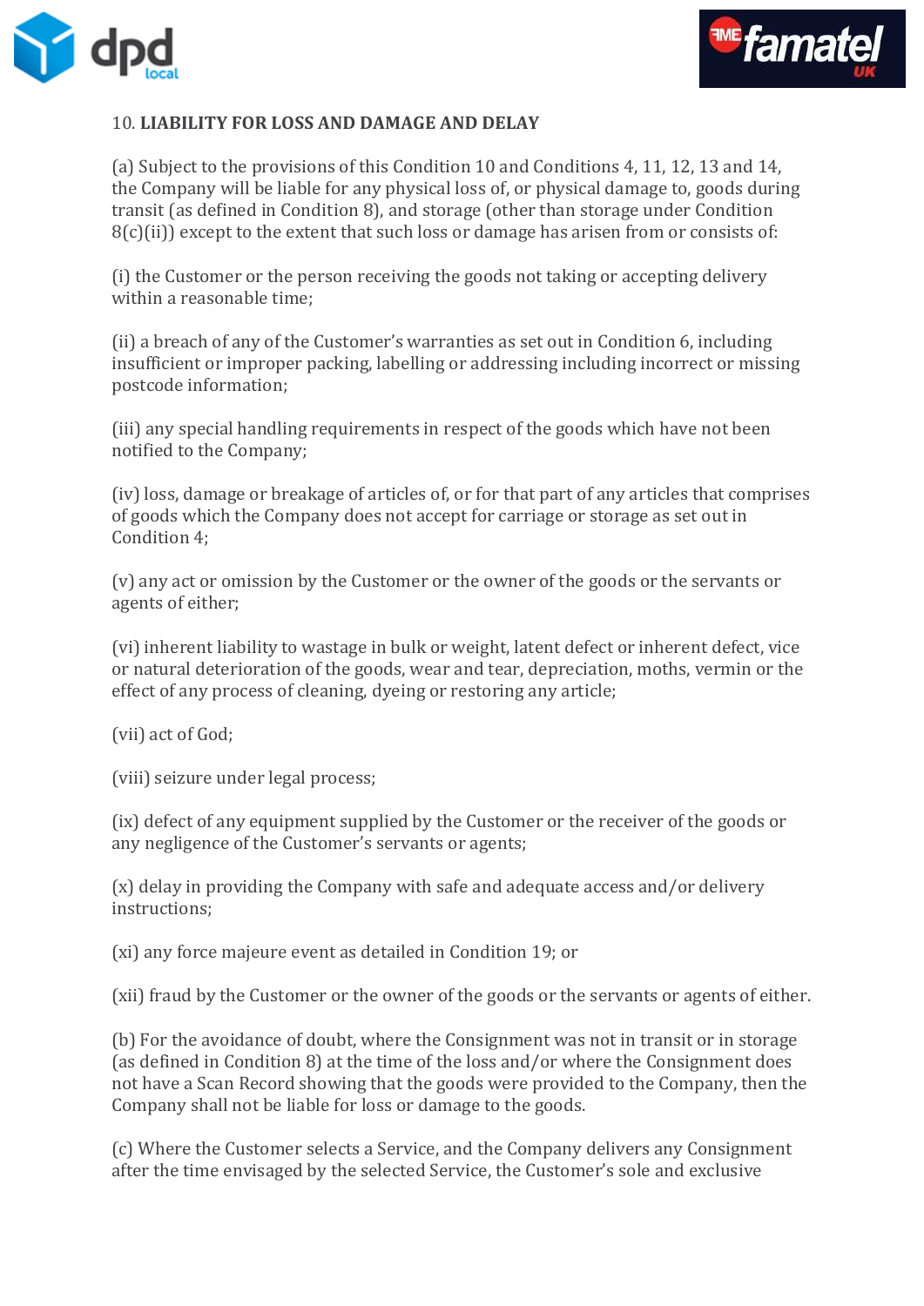10. **LIABILITY FOR LOSS AND DAMAGE AND DELAY**

(a) Subject to the provisions of this Condition 10 and Conditions 4, 11, 12, 13 and 14, the Company will be liable for any physical loss of, or physical damage to, goods during transit (as defined in Condition 8), and storage (other than storage under Condition 8(c)(ii)) except to the extent that such loss or damage has arisen from or consists of:

(i) the Customer or the person receiving the goods not taking or accepting delivery within a reasonable time;

(ii) a breach of any of the Customer's warranties as set out in Condition 6, including insufficient or improper packing, labelling or addressing including incorrect or missing postcode information;

(iii) any special handling requirements in respect of the goods which have not been notified to the Company;

(iv) loss, damage or breakage of articles of, or for that part of any articles that comprises of goods which the Company does not accept for carriage or storage as set out in Condition 4;

(v) any act or omission by the Customer or the owner of the goods or the servants or agents of either;

(vi) inherent liability to wastage in bulk or weight, latent defect or inherent defect, vice or natural deterioration of the goods, wear and tear, depreciation, moths, vermin or the effect of any process of cleaning, dyeing or restoring any article;

(vii) act of God;

(viii) seizure under legal process;

(ix) defect of any equipment supplied by the Customer or the receiver of the goods or any negligence of the Customer's servants or agents;

(x) delay in providing the Company with safe and adequate access and/or delivery instructions;

(xi) any force majeure event as detailed in Condition 19; or

(xii) fraud by the Customer or the owner of the goods or the servants or agents of either.

(b) For the avoidance of doubt, where the Consignment was not in transit or in storage (as defined in Condition 8) at the time of the loss and/or where the Consignment does not have a Scan Record showing that the goods were provided to the Company, then the Company shall not be liable for loss or damage to the goods.

(c) Where the Customer selects a Service, and the Company delivers any Consignment after the time envisaged by the selected Service, the Customer's sole and exclusive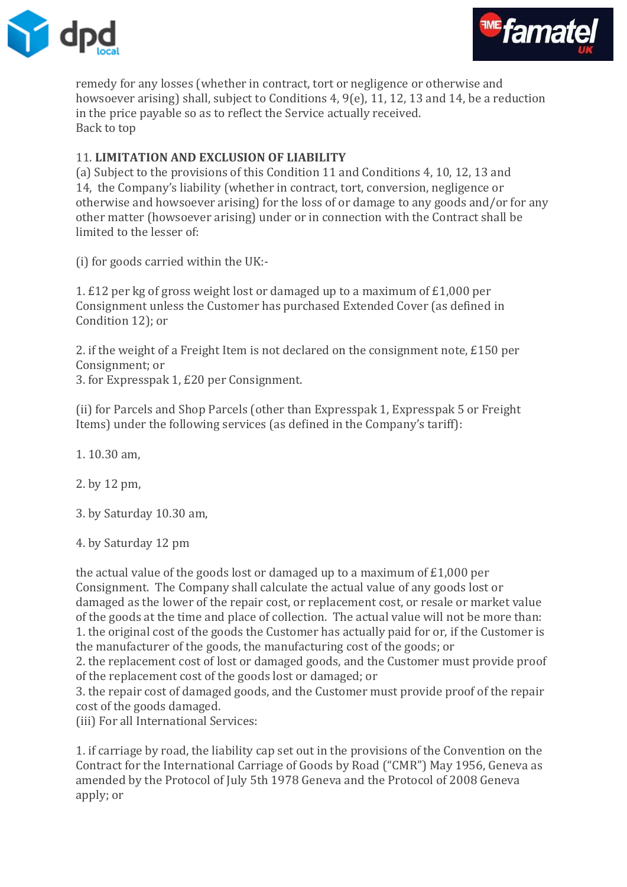remedy for any losses (whether in contract, tort or negligence or otherwise and howsoever arising) shall, subject to Conditions 4, 9(e), 11, 12, 13 and 14, be a reduction in the price payable so as to reflect the Service actually received.
Back to top

11. **LIMITATION AND EXCLUSION OF LIABILITY**

(a) Subject to the provisions of this Condition 11 and Conditions 4, 10, 12, 13 and 14, the Company's liability (whether in contract, tort, conversion, negligence or otherwise and howsoever arising) for the loss of or damage to any goods and/or for any other matter (howsoever arising) under or in connection with the Contract shall be limited to the lesser of:

(i) for goods carried within the UK:-

1. £12 per kg of gross weight lost or damaged up to a maximum of £1,000 per Consignment unless the Customer has purchased Extended Cover (as defined in Condition 12); or

2. if the weight of a Freight Item is not declared on the consignment note, £150 per Consignment; or
3. for Expresspak 1, £20 per Consignment.

(ii) for Parcels and Shop Parcels (other than Expresspak 1, Expresspak 5 or Freight Items) under the following services (as defined in the Company's tariff):

1. 10.30 am,

2. by 12 pm,

3. by Saturday 10.30 am,

4. by Saturday 12 pm

the actual value of the goods lost or damaged up to a maximum of £1,000 per Consignment. The Company shall calculate the actual value of any goods lost or damaged as the lower of the repair cost, or replacement cost, or resale or market value of the goods at the time and place of collection. The actual value will not be more than:
1. the original cost of the goods the Customer has actually paid for or, if the Customer is the manufacturer of the goods, the manufacturing cost of the goods; or
2. the replacement cost of lost or damaged goods, and the Customer must provide proof of the replacement cost of the goods lost or damaged; or
3. the repair cost of damaged goods, and the Customer must provide proof of the repair cost of the goods damaged.
(iii) For all International Services:

1. if carriage by road, the liability cap set out in the provisions of the Convention on the Contract for the International Carriage of Goods by Road ("CMR") May 1956, Geneva as amended by the Protocol of July 5th 1978 Geneva and the Protocol of 2008 Geneva apply; or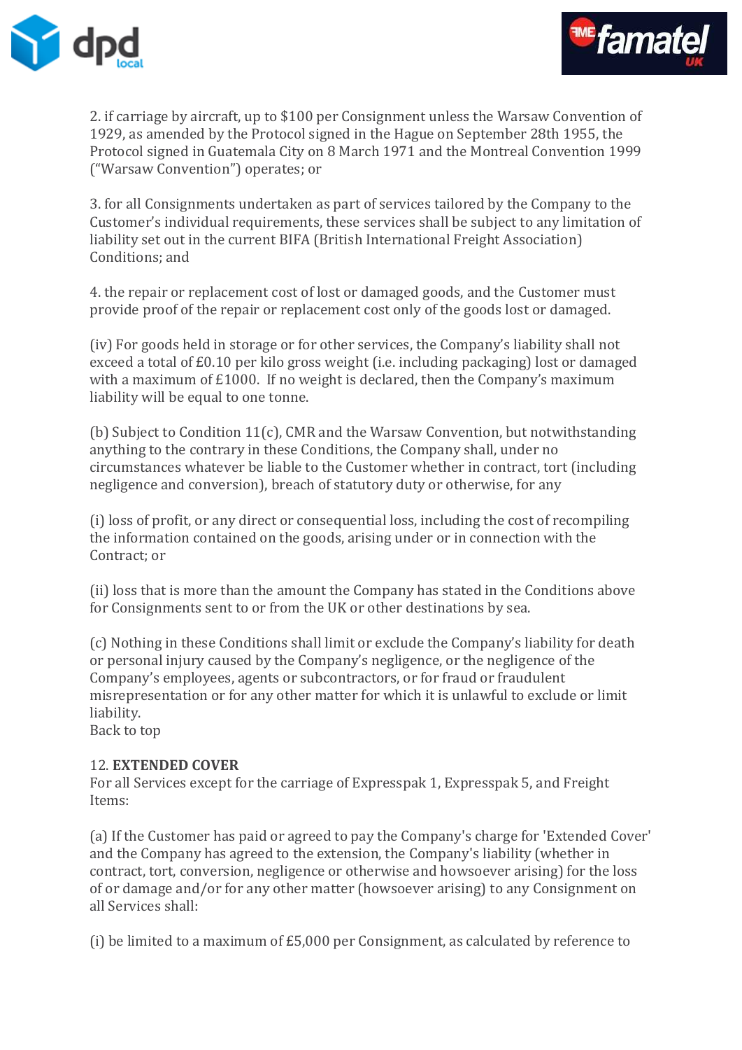2. if carriage by aircraft, up to $100 per Consignment unless the Warsaw Convention of 1929, as amended by the Protocol signed in the Hague on September 28th 1955, the Protocol signed in Guatemala City on 8 March 1971 and the Montreal Convention 1999 ("Warsaw Convention") operates; or

3. for all Consignments undertaken as part of services tailored by the Company to the Customer's individual requirements, these services shall be subject to any limitation of liability set out in the current BIFA (British International Freight Association) Conditions; and

4. the repair or replacement cost of lost or damaged goods, and the Customer must provide proof of the repair or replacement cost only of the goods lost or damaged.

(iv) For goods held in storage or for other services, the Company's liability shall not exceed a total of £0.10 per kilo gross weight (i.e. including packaging) lost or damaged with a maximum of £1000. If no weight is declared, then the Company's maximum liability will be equal to one tonne.

(b) Subject to Condition 11(c), CMR and the Warsaw Convention, but notwithstanding anything to the contrary in these Conditions, the Company shall, under no circumstances whatever be liable to the Customer whether in contract, tort (including negligence and conversion), breach of statutory duty or otherwise, for any

(i) loss of profit, or any direct or consequential loss, including the cost of recompiling the information contained on the goods, arising under or in connection with the Contract; or

(ii) loss that is more than the amount the Company has stated in the Conditions above for Consignments sent to or from the UK or other destinations by sea.

(c) Nothing in these Conditions shall limit or exclude the Company's liability for death or personal injury caused by the Company's negligence, or the negligence of the Company's employees, agents or subcontractors, or for fraud or fraudulent misrepresentation or for any other matter for which it is unlawful to exclude or limit liability.
Back to top

12. **EXTENDED COVER**
For all Services except for the carriage of Expresspak 1, Expresspak 5, and Freight Items:

(a) If the Customer has paid or agreed to pay the Company's charge for 'Extended Cover' and the Company has agreed to the extension, the Company's liability (whether in contract, tort, conversion, negligence or otherwise and howsoever arising) for the loss of or damage and/or for any other matter (howsoever arising) to any Consignment on all Services shall:

(i) be limited to a maximum of £5,000 per Consignment, as calculated by reference to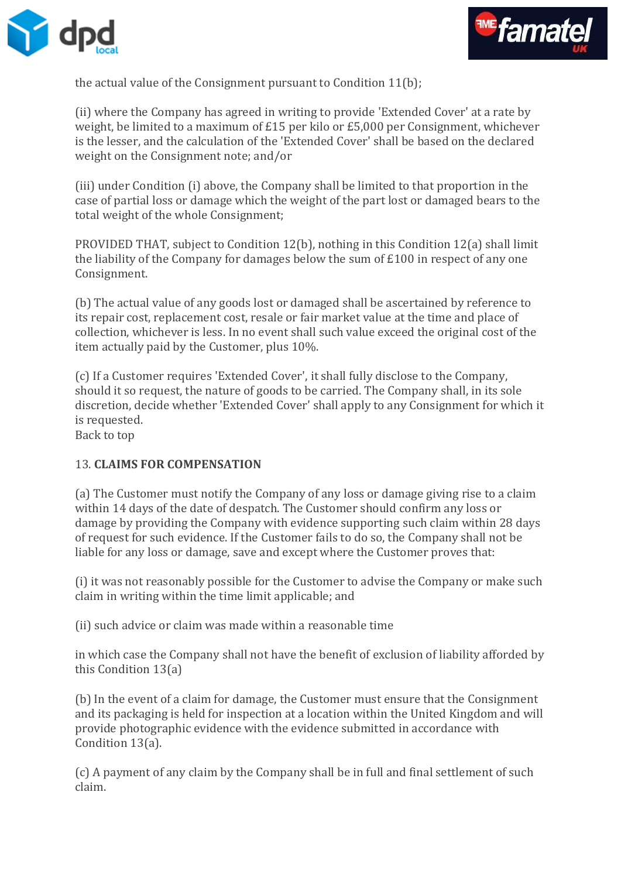the actual value of the Consignment pursuant to Condition 11(b);

(ii) where the Company has agreed in writing to provide 'Extended Cover' at a rate by weight, be limited to a maximum of £15 per kilo or £5,000 per Consignment, whichever is the lesser, and the calculation of the 'Extended Cover' shall be based on the declared weight on the Consignment note; and/or

(iii) under Condition (i) above, the Company shall be limited to that proportion in the case of partial loss or damage which the weight of the part lost or damaged bears to the total weight of the whole Consignment;

PROVIDED THAT, subject to Condition 12(b), nothing in this Condition 12(a) shall limit the liability of the Company for damages below the sum of £100 in respect of any one Consignment.

(b) The actual value of any goods lost or damaged shall be ascertained by reference to its repair cost, replacement cost, resale or fair market value at the time and place of collection, whichever is less. In no event shall such value exceed the original cost of the item actually paid by the Customer, plus 10%.

(c) If a Customer requires 'Extended Cover', it shall fully disclose to the Company, should it so request, the nature of goods to be carried. The Company shall, in its sole discretion, decide whether 'Extended Cover' shall apply to any Consignment for which it is requested.
Back to top

13. **CLAIMS FOR COMPENSATION**

(a) The Customer must notify the Company of any loss or damage giving rise to a claim within 14 days of the date of despatch. The Customer should confirm any loss or damage by providing the Company with evidence supporting such claim within 28 days of request for such evidence. If the Customer fails to do so, the Company shall not be liable for any loss or damage, save and except where the Customer proves that:

(i) it was not reasonably possible for the Customer to advise the Company or make such claim in writing within the time limit applicable; and

(ii) such advice or claim was made within a reasonable time

in which case the Company shall not have the benefit of exclusion of liability afforded by this Condition 13(a)

(b) In the event of a claim for damage, the Customer must ensure that the Consignment and its packaging is held for inspection at a location within the United Kingdom and will provide photographic evidence with the evidence submitted in accordance with Condition 13(a).

(c) A payment of any claim by the Company shall be in full and final settlement of such claim.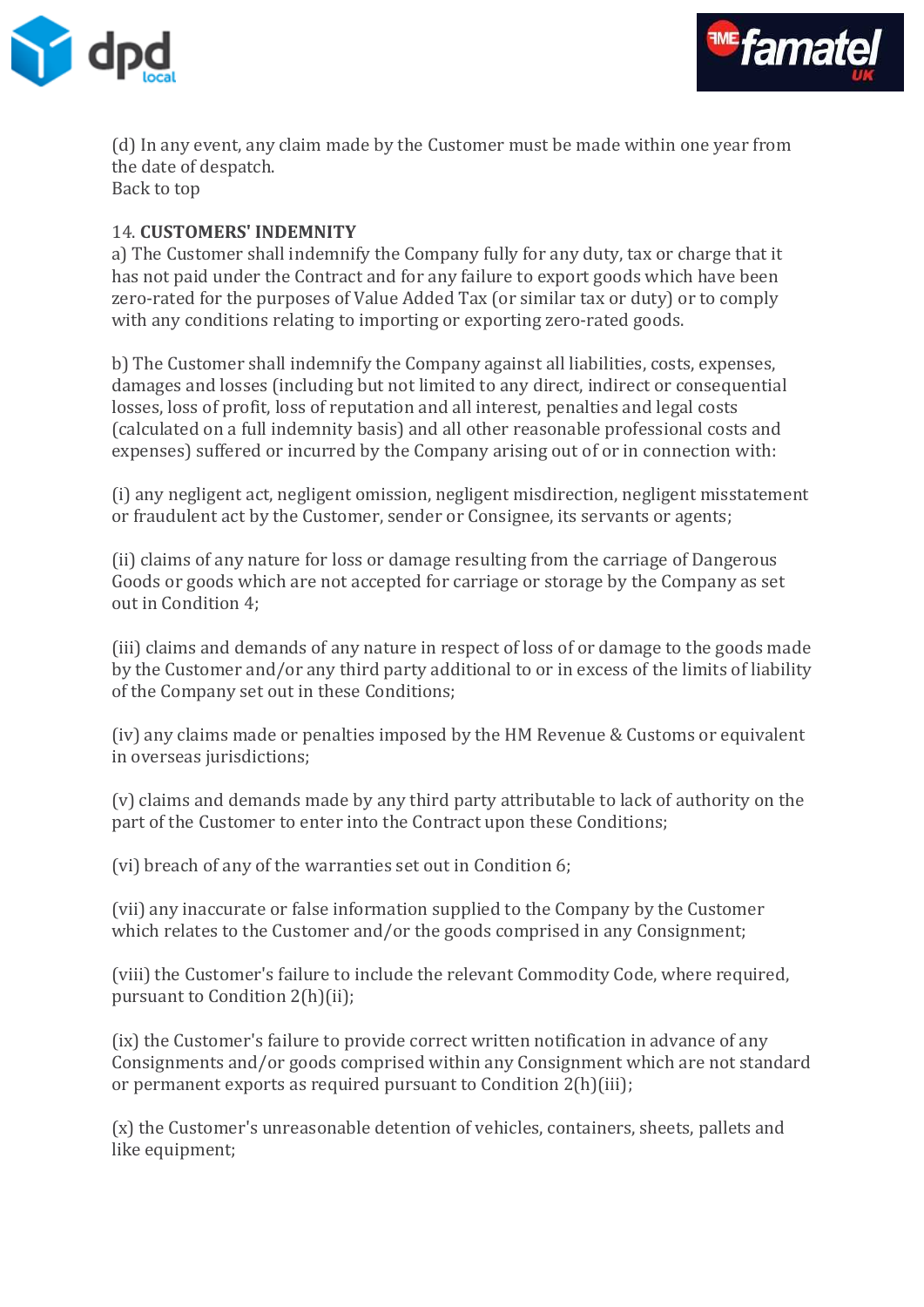(d) In any event, any claim made by the Customer must be made within one year from the date of despatch.
Back to top

14. **CUSTOMERS' INDEMNITY**
a) The Customer shall indemnify the Company fully for any duty, tax or charge that it has not paid under the Contract and for any failure to export goods which have been zero-rated for the purposes of Value Added Tax (or similar tax or duty) or to comply with any conditions relating to importing or exporting zero-rated goods.

b) The Customer shall indemnify the Company against all liabilities, costs, expenses, damages and losses (including but not limited to any direct, indirect or consequential losses, loss of profit, loss of reputation and all interest, penalties and legal costs (calculated on a full indemnity basis) and all other reasonable professional costs and expenses) suffered or incurred by the Company arising out of or in connection with:

(i) any negligent act, negligent omission, negligent misdirection, negligent misstatement or fraudulent act by the Customer, sender or Consignee, its servants or agents;

(ii) claims of any nature for loss or damage resulting from the carriage of Dangerous Goods or goods which are not accepted for carriage or storage by the Company as set out in Condition 4;

(iii) claims and demands of any nature in respect of loss of or damage to the goods made by the Customer and/or any third party additional to or in excess of the limits of liability of the Company set out in these Conditions;

(iv) any claims made or penalties imposed by the HM Revenue & Customs or equivalent in overseas jurisdictions;

(v) claims and demands made by any third party attributable to lack of authority on the part of the Customer to enter into the Contract upon these Conditions;

(vi) breach of any of the warranties set out in Condition 6;

(vii) any inaccurate or false information supplied to the Company by the Customer which relates to the Customer and/or the goods comprised in any Consignment;

(viii) the Customer's failure to include the relevant Commodity Code, where required, pursuant to Condition 2(h)(ii);

(ix) the Customer's failure to provide correct written notification in advance of any Consignments and/or goods comprised within any Consignment which are not standard or permanent exports as required pursuant to Condition 2(h)(iii);

(x) the Customer's unreasonable detention of vehicles, containers, sheets, pallets and like equipment;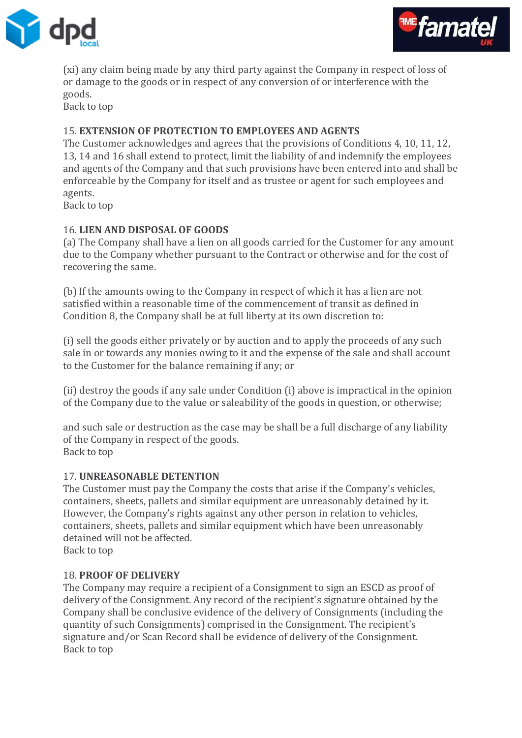(xi) any claim being made by any third party against the Company in respect of loss of or damage to the goods or in respect of any conversion of or interference with the goods.
Back to top

### 15. **EXTENSION OF PROTECTION TO EMPLOYEES AND AGENTS**

The Customer acknowledges and agrees that the provisions of Conditions 4, 10, 11, 12, 13, 14 and 16 shall extend to protect, limit the liability of and indemnify the employees and agents of the Company and that such provisions have been entered into and shall be enforceable by the Company for itself and as trustee or agent for such employees and agents.
Back to top

### 16. **LIEN AND DISPOSAL OF GOODS**

(a) The Company shall have a lien on all goods carried for the Customer for any amount due to the Company whether pursuant to the Contract or otherwise and for the cost of recovering the same.

(b) If the amounts owing to the Company in respect of which it has a lien are not satisfied within a reasonable time of the commencement of transit as defined in Condition 8, the Company shall be at full liberty at its own discretion to:

(i) sell the goods either privately or by auction and to apply the proceeds of any such sale in or towards any monies owing to it and the expense of the sale and shall account to the Customer for the balance remaining if any; or

(ii) destroy the goods if any sale under Condition (i) above is impractical in the opinion of the Company due to the value or saleability of the goods in question, or otherwise;

and such sale or destruction as the case may be shall be a full discharge of any liability of the Company in respect of the goods.
Back to top

### 17. **UNREASONABLE DETENTION**

The Customer must pay the Company the costs that arise if the Company's vehicles, containers, sheets, pallets and similar equipment are unreasonably detained by it. However, the Company's rights against any other person in relation to vehicles, containers, sheets, pallets and similar equipment which have been unreasonably detained will not be affected.
Back to top

### 18. **PROOF OF DELIVERY**

The Company may require a recipient of a Consignment to sign an ESCD as proof of delivery of the Consignment. Any record of the recipient's signature obtained by the Company shall be conclusive evidence of the delivery of Consignments (including the quantity of such Consignments) comprised in the Consignment. The recipient's signature and/or Scan Record shall be evidence of delivery of the Consignment.
Back to top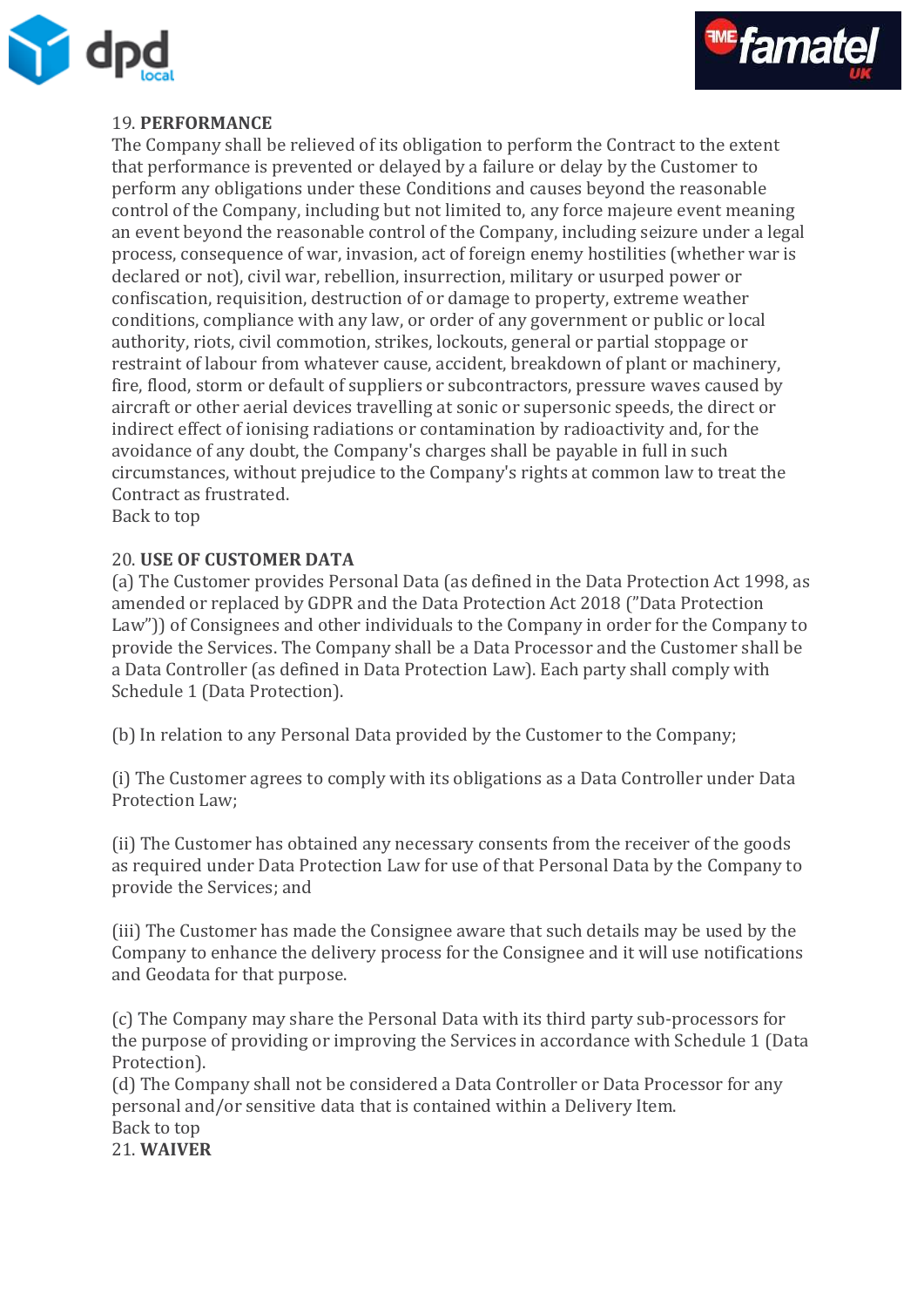19. **PERFORMANCE**

The Company shall be relieved of its obligation to perform the Contract to the extent that performance is prevented or delayed by a failure or delay by the Customer to perform any obligations under these Conditions and causes beyond the reasonable control of the Company, including but not limited to, any force majeure event meaning an event beyond the reasonable control of the Company, including seizure under a legal process, consequence of war, invasion, act of foreign enemy hostilities (whether war is declared or not), civil war, rebellion, insurrection, military or usurped power or confiscation, requisition, destruction of or damage to property, extreme weather conditions, compliance with any law, or order of any government or public or local authority, riots, civil commotion, strikes, lockouts, general or partial stoppage or restraint of labour from whatever cause, accident, breakdown of plant or machinery, fire, flood, storm or default of suppliers or subcontractors, pressure waves caused by aircraft or other aerial devices travelling at sonic or supersonic speeds, the direct or indirect effect of ionising radiations or contamination by radioactivity and, for the avoidance of any doubt, the Company's charges shall be payable in full in such circumstances, without prejudice to the Company's rights at common law to treat the Contract as frustrated.

Back to top

20. **USE OF CUSTOMER DATA**

(a) The Customer provides Personal Data (as defined in the Data Protection Act 1998, as amended or replaced by GDPR and the Data Protection Act 2018 ("Data Protection Law")) of Consignees and other individuals to the Company in order for the Company to provide the Services. The Company shall be a Data Processor and the Customer shall be a Data Controller (as defined in Data Protection Law). Each party shall comply with Schedule 1 (Data Protection).

(b) In relation to any Personal Data provided by the Customer to the Company;

(i) The Customer agrees to comply with its obligations as a Data Controller under Data Protection Law;

(ii) The Customer has obtained any necessary consents from the receiver of the goods as required under Data Protection Law for use of that Personal Data by the Company to provide the Services; and

(iii) The Customer has made the Consignee aware that such details may be used by the Company to enhance the delivery process for the Consignee and it will use notifications and Geodata for that purpose.

(c) The Company may share the Personal Data with its third party sub-processors for the purpose of providing or improving the Services in accordance with Schedule 1 (Data Protection).

(d) The Company shall not be considered a Data Controller or Data Processor for any personal and/or sensitive data that is contained within a Delivery Item.

Back to top

21. **WAIVER**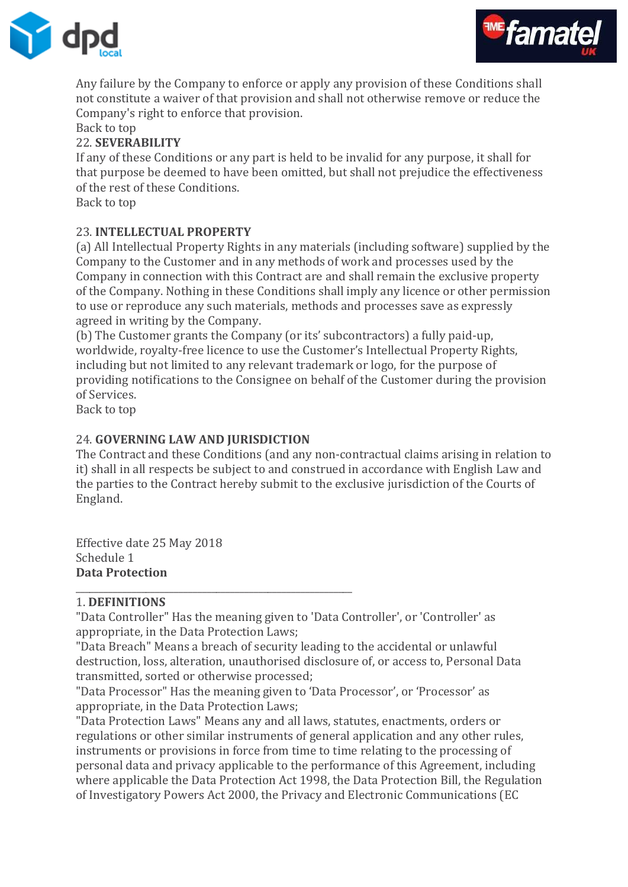Any failure by the Company to enforce or apply any provision of these Conditions shall not constitute a waiver of that provision and shall not otherwise remove or reduce the Company's right to enforce that provision.

Back to top

22. **SEVERABILITY**

If any of these Conditions or any part is held to be invalid for any purpose, it shall for that purpose be deemed to have been omitted, but shall not prejudice the effectiveness of the rest of these Conditions.

Back to top

23. **INTELLECTUAL PROPERTY**

(a) All Intellectual Property Rights in any materials (including software) supplied by the Company to the Customer and in any methods of work and processes used by the Company in connection with this Contract are and shall remain the exclusive property of the Company. Nothing in these Conditions shall imply any licence or other permission to use or reproduce any such materials, methods and processes save as expressly agreed in writing by the Company.

(b) The Customer grants the Company (or its' subcontractors) a fully paid-up, worldwide, royalty-free licence to use the Customer's Intellectual Property Rights, including but not limited to any relevant trademark or logo, for the purpose of providing notifications to the Consignee on behalf of the Customer during the provision of Services.

Back to top

24. **GOVERNING LAW AND JURISDICTION**

The Contract and these Conditions (and any non-contractual claims arising in relation to it) shall in all respects be subject to and construed in accordance with English Law and the parties to the Contract hereby submit to the exclusive jurisdiction of the Courts of England.

Effective date 25 May 2018

Schedule 1

**Data Protection**

---

1. **DEFINITIONS**

"Data Controller" Has the meaning given to 'Data Controller', or 'Controller' as appropriate, in the Data Protection Laws;

"Data Breach" Means a breach of security leading to the accidental or unlawful destruction, loss, alteration, unauthorised disclosure of, or access to, Personal Data transmitted, sorted or otherwise processed;

"Data Processor" Has the meaning given to 'Data Processor', or 'Processor' as appropriate, in the Data Protection Laws;

"Data Protection Laws" Means any and all laws, statutes, enactments, orders or regulations or other similar instruments of general application and any other rules, instruments or provisions in force from time to time relating to the processing of personal data and privacy applicable to the performance of this Agreement, including where applicable the Data Protection Act 1998, the Data Protection Bill, the Regulation of Investigatory Powers Act 2000, the Privacy and Electronic Communications (EC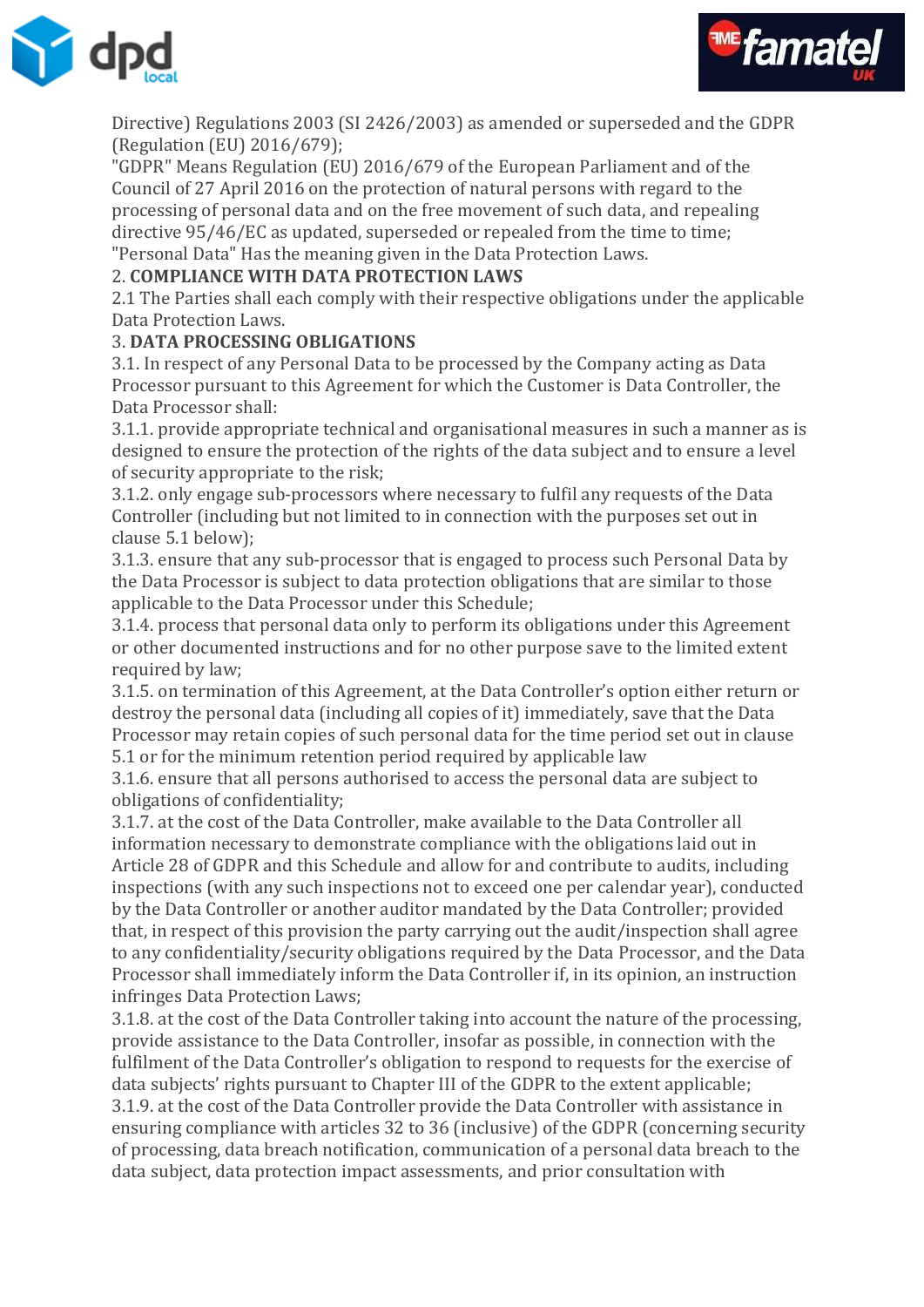Directive) Regulations 2003 (SI 2426/2003) as amended or superseded and the GDPR (Regulation (EU) 2016/679);

"GDPR" Means Regulation (EU) 2016/679 of the European Parliament and of the Council of 27 April 2016 on the protection of natural persons with regard to the processing of personal data and on the free movement of such data, and repealing directive 95/46/EC as updated, superseded or repealed from the time to time;

"Personal Data" Has the meaning given in the Data Protection Laws.

2. **COMPLIANCE WITH DATA PROTECTION LAWS**

2.1 The Parties shall each comply with their respective obligations under the applicable Data Protection Laws.

3. **DATA PROCESSING OBLIGATIONS**

3.1. In respect of any Personal Data to be processed by the Company acting as Data Processor pursuant to this Agreement for which the Customer is Data Controller, the Data Processor shall:

3.1.1. provide appropriate technical and organisational measures in such a manner as is designed to ensure the protection of the rights of the data subject and to ensure a level of security appropriate to the risk;

3.1.2. only engage sub-processors where necessary to fulfil any requests of the Data Controller (including but not limited to in connection with the purposes set out in clause 5.1 below);

3.1.3. ensure that any sub-processor that is engaged to process such Personal Data by the Data Processor is subject to data protection obligations that are similar to those applicable to the Data Processor under this Schedule;

3.1.4. process that personal data only to perform its obligations under this Agreement or other documented instructions and for no other purpose save to the limited extent required by law;

3.1.5. on termination of this Agreement, at the Data Controller's option either return or destroy the personal data (including all copies of it) immediately, save that the Data Processor may retain copies of such personal data for the time period set out in clause 5.1 or for the minimum retention period required by applicable law

3.1.6. ensure that all persons authorised to access the personal data are subject to obligations of confidentiality;

3.1.7. at the cost of the Data Controller, make available to the Data Controller all information necessary to demonstrate compliance with the obligations laid out in Article 28 of GDPR and this Schedule and allow for and contribute to audits, including inspections (with any such inspections not to exceed one per calendar year), conducted by the Data Controller or another auditor mandated by the Data Controller; provided that, in respect of this provision the party carrying out the audit/inspection shall agree to any confidentiality/security obligations required by the Data Processor, and the Data Processor shall immediately inform the Data Controller if, in its opinion, an instruction infringes Data Protection Laws;

3.1.8. at the cost of the Data Controller taking into account the nature of the processing, provide assistance to the Data Controller, insofar as possible, in connection with the fulfilment of the Data Controller's obligation to respond to requests for the exercise of data subjects' rights pursuant to Chapter III of the GDPR to the extent applicable;

3.1.9. at the cost of the Data Controller provide the Data Controller with assistance in ensuring compliance with articles 32 to 36 (inclusive) of the GDPR (concerning security of processing, data breach notification, communication of a personal data breach to the data subject, data protection impact assessments, and prior consultation with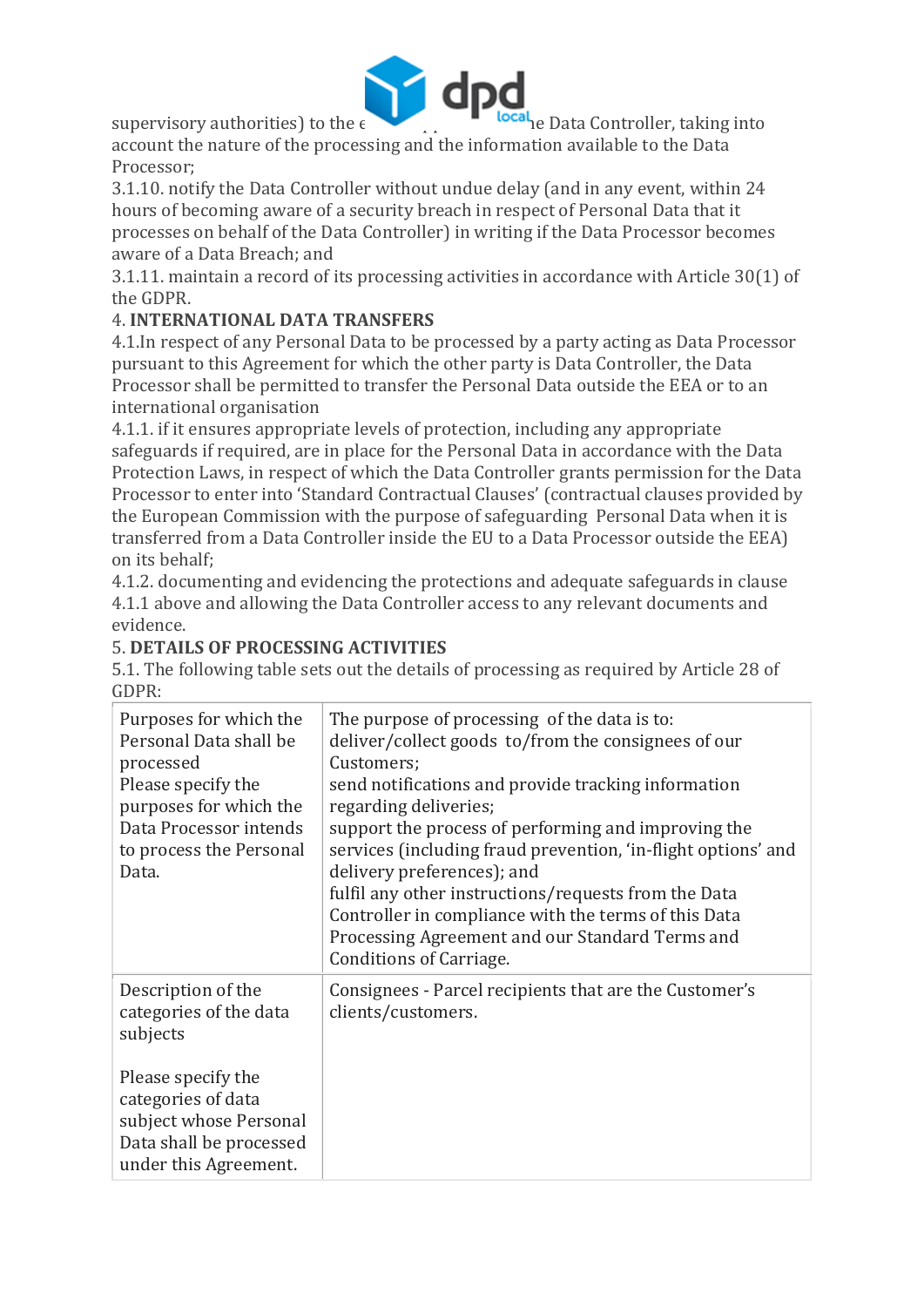supervisory authorities) to the e... ...he Data Controller, taking into account the nature of the processing and the information available to the Data Processor;

3.1.10. notify the Data Controller without undue delay (and in any event, within 24 hours of becoming aware of a security breach in respect of Personal Data that it processes on behalf of the Data Controller) in writing if the Data Processor becomes aware of a Data Breach; and

3.1.11. maintain a record of its processing activities in accordance with Article 30(1) of the GDPR.

## 4. INTERNATIONAL DATA TRANSFERS

4.1.In respect of any Personal Data to be processed by a party acting as Data Processor pursuant to this Agreement for which the other party is Data Controller, the Data Processor shall be permitted to transfer the Personal Data outside the EEA or to an international organisation

4.1.1. if it ensures appropriate levels of protection, including any appropriate safeguards if required, are in place for the Personal Data in accordance with the Data Protection Laws, in respect of which the Data Controller grants permission for the Data Processor to enter into 'Standard Contractual Clauses' (contractual clauses provided by the European Commission with the purpose of safeguarding Personal Data when it is transferred from a Data Controller inside the EU to a Data Processor outside the EEA) on its behalf;

4.1.2. documenting and evidencing the protections and adequate safeguards in clause 4.1.1 above and allowing the Data Controller access to any relevant documents and evidence.

## 5. DETAILS OF PROCESSING ACTIVITIES

5.1. The following table sets out the details of processing as required by Article 28 of GDPR:

| | |
|---|---|
| Purposes for which the Personal Data shall be processed<br>Please specify the purposes for which the Data Processor intends to process the Personal Data. | The purpose of processing of the data is to:<br>deliver/collect goods to/from the consignees of our Customers;<br>send notifications and provide tracking information regarding deliveries;<br>support the process of performing and improving the services (including fraud prevention, 'in-flight options' and delivery preferences); and<br>fulfil any other instructions/requests from the Data Controller in compliance with the terms of this Data Processing Agreement and our Standard Terms and Conditions of Carriage. |
| Description of the categories of the data subjects<br><br>Please specify the categories of data subject whose Personal Data shall be processed under this Agreement. | Consignees - Parcel recipients that are the Customer's clients/customers. |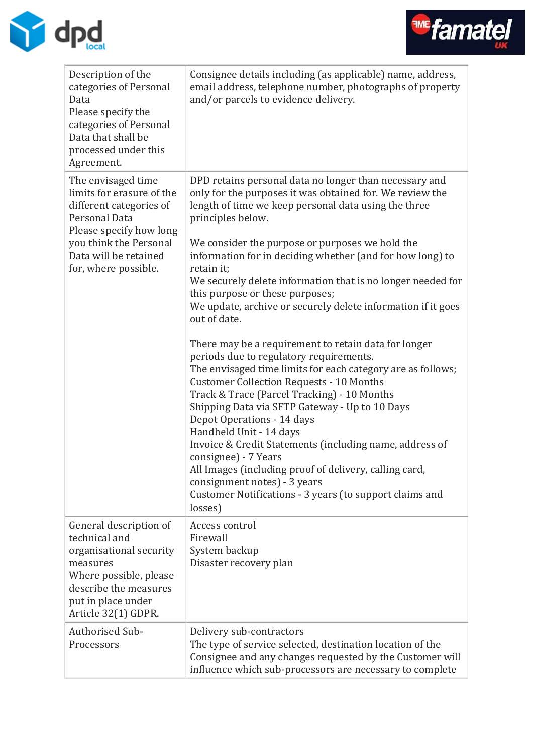| | |
|---|---|
| Description of the categories of Personal Data<br>Please specify the categories of Personal Data that shall be processed under this Agreement. | Consignee details including (as applicable) name, address, email address, telephone number, photographs of property and/or parcels to evidence delivery. |
| The envisaged time limits for erasure of the different categories of Personal Data<br>Please specify how long you think the Personal Data will be retained for, where possible. | DPD retains personal data no longer than necessary and only for the purposes it was obtained for. We review the length of time we keep personal data using the three principles below.<br><br>We consider the purpose or purposes we hold the information for in deciding whether (and for how long) to retain it;<br>We securely delete information that is no longer needed for this purpose or these purposes;<br>We update, archive or securely delete information if it goes out of date.<br><br>There may be a requirement to retain data for longer periods due to regulatory requirements.<br>The envisaged time limits for each category are as follows;<br>Customer Collection Requests - 10 Months<br>Track & Trace (Parcel Tracking) - 10 Months<br>Shipping Data via SFTP Gateway - Up to 10 Days<br>Depot Operations - 14 days<br>Handheld Unit - 14 days<br>Invoice & Credit Statements (including name, address of consignee) - 7 Years<br>All Images (including proof of delivery, calling card, consignment notes) - 3 years<br>Customer Notifications - 3 years (to support claims and losses) |
| General description of technical and organisational security measures<br>Where possible, please describe the measures put in place under Article 32(1) GDPR. | Access control<br>Firewall<br>System backup<br>Disaster recovery plan |
| Authorised Sub-Processors | Delivery sub-contractors<br>The type of service selected, destination location of the Consignee and any changes requested by the Customer will influence which sub-processors are necessary to complete |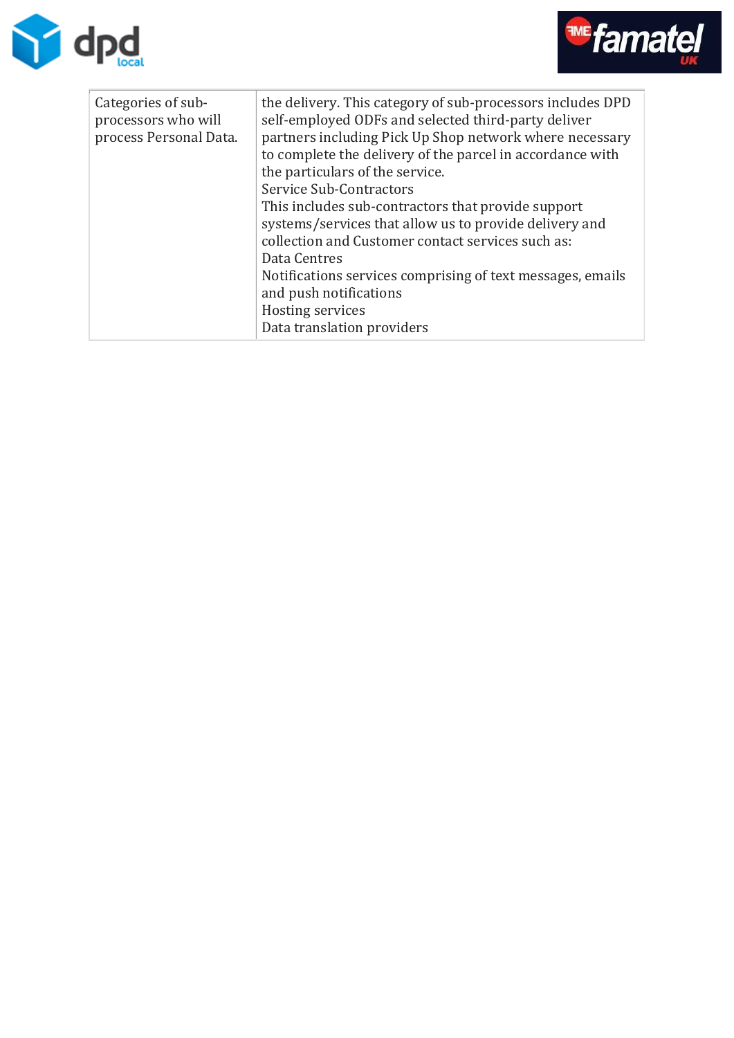| | |
|---|---|
| Categories of sub-processors who will process Personal Data. | the delivery. This category of sub-processors includes DPD self-employed ODFs and selected third-party deliver partners including Pick Up Shop network where necessary to complete the delivery of the parcel in accordance with the particulars of the service.<br>Service Sub-Contractors<br>This includes sub-contractors that provide support systems/services that allow us to provide delivery and collection and Customer contact services such as:<br>Data Centres<br>Notifications services comprising of text messages, emails and push notifications<br>Hosting services<br>Data translation providers |